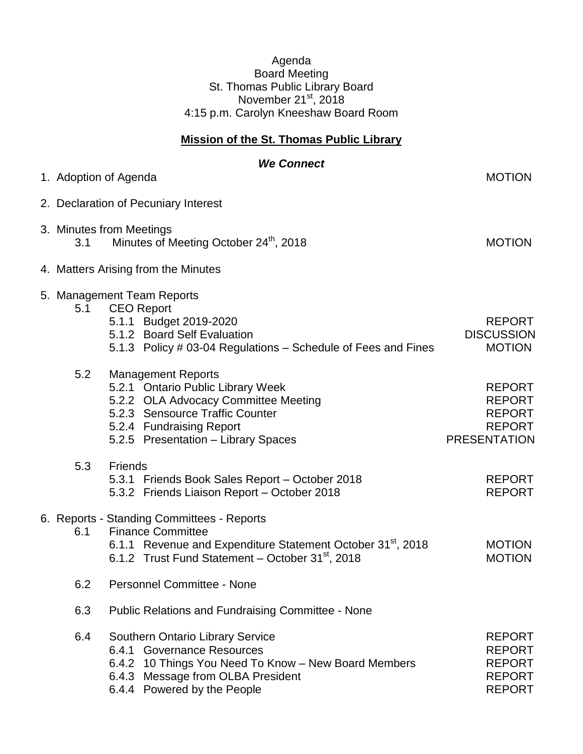Agenda
Board Meeting
St. Thomas Public Library Board
November 21st, 2018
4:15 p.m. Carolyn Kneeshaw Board Room

**Mission of the St. Thomas Public Library**

***We Connect***

| Item | Action |
|---|---|
| 1. Adoption of Agenda | MOTION |
| 2. Declaration of Pecuniary Interest | |
| 3. Minutes from Meetings | |
| 3.1 Minutes of Meeting October 24th, 2018 | MOTION |
| 4. Matters Arising from the Minutes | |
| 5. Management Team Reports | |
| 5.1 CEO Report | |
| 5.1.1 Budget 2019-2020 | REPORT |
| 5.1.2 Board Self Evaluation | DISCUSSION |
| 5.1.3 Policy # 03-04 Regulations – Schedule of Fees and Fines | MOTION |
| 5.2 Management Reports | |
| 5.2.1 Ontario Public Library Week | REPORT |
| 5.2.2 OLA Advocacy Committee Meeting | REPORT |
| 5.2.3 Sensource Traffic Counter | REPORT |
| 5.2.4 Fundraising Report | REPORT |
| 5.2.5 Presentation – Library Spaces | PRESENTATION |
| 5.3 Friends | |
| 5.3.1 Friends Book Sales Report – October 2018 | REPORT |
| 5.3.2 Friends Liaison Report – October 2018 | REPORT |
| 6. Reports - Standing Committees - Reports | |
| 6.1 Finance Committee | |
| 6.1.1 Revenue and Expenditure Statement October 31st, 2018 | MOTION |
| 6.1.2 Trust Fund Statement – October 31st, 2018 | MOTION |
| 6.2 Personnel Committee - None | |
| 6.3 Public Relations and Fundraising Committee - None | |
| 6.4 Southern Ontario Library Service | REPORT |
| 6.4.1 Governance Resources | REPORT |
| 6.4.2 10 Things You Need To Know – New Board Members | REPORT |
| 6.4.3 Message from OLBA President | REPORT |
| 6.4.4 Powered by the People | REPORT |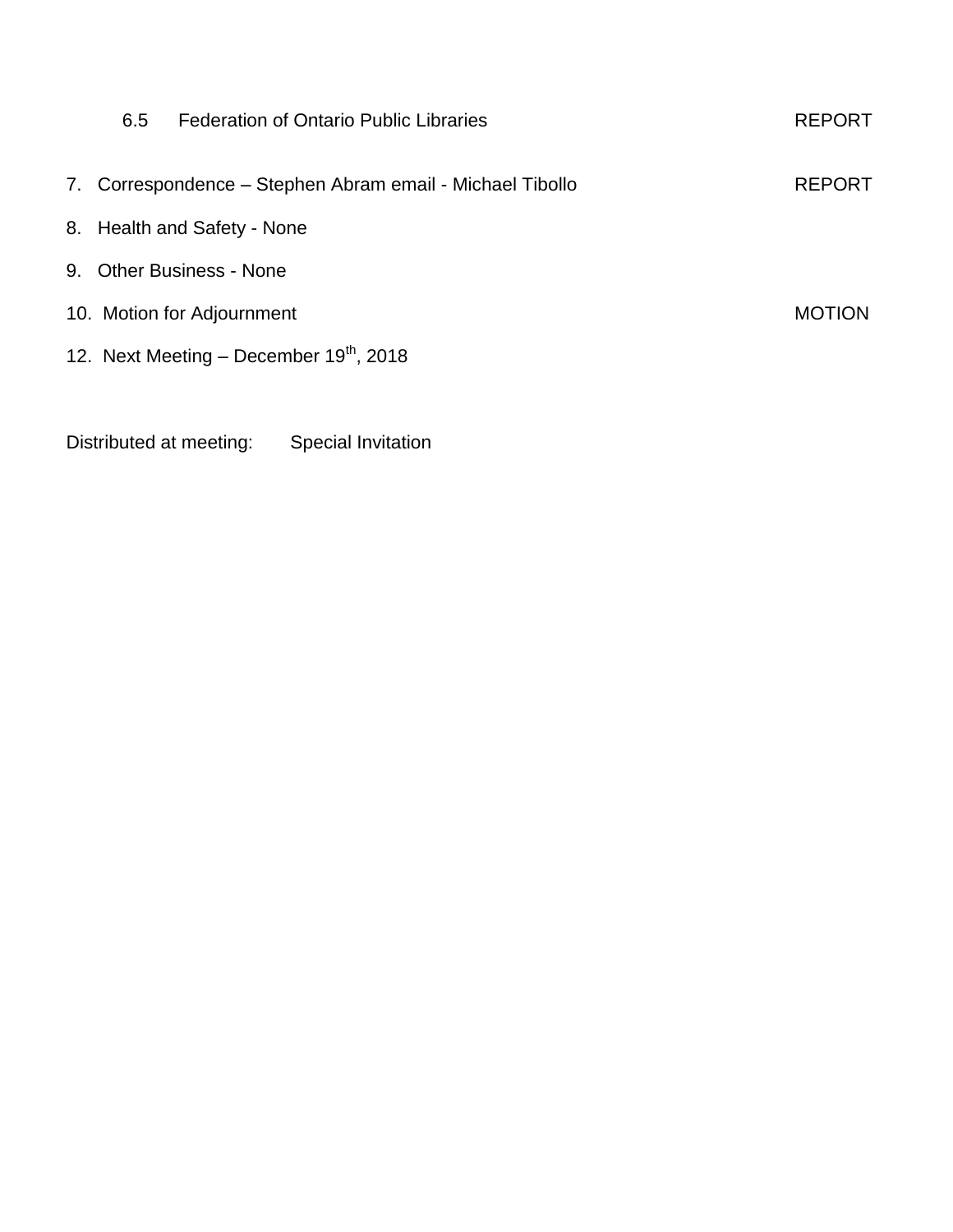6.5 Federation of Ontario Public Libraries REPORT

7. Correspondence – Stephen Abram email - Michael Tibollo REPORT

8. Health and Safety - None

9. Other Business - None

10. Motion for Adjournment MOTION

12. Next Meeting – December 19th, 2018

Distributed at meeting: Special Invitation